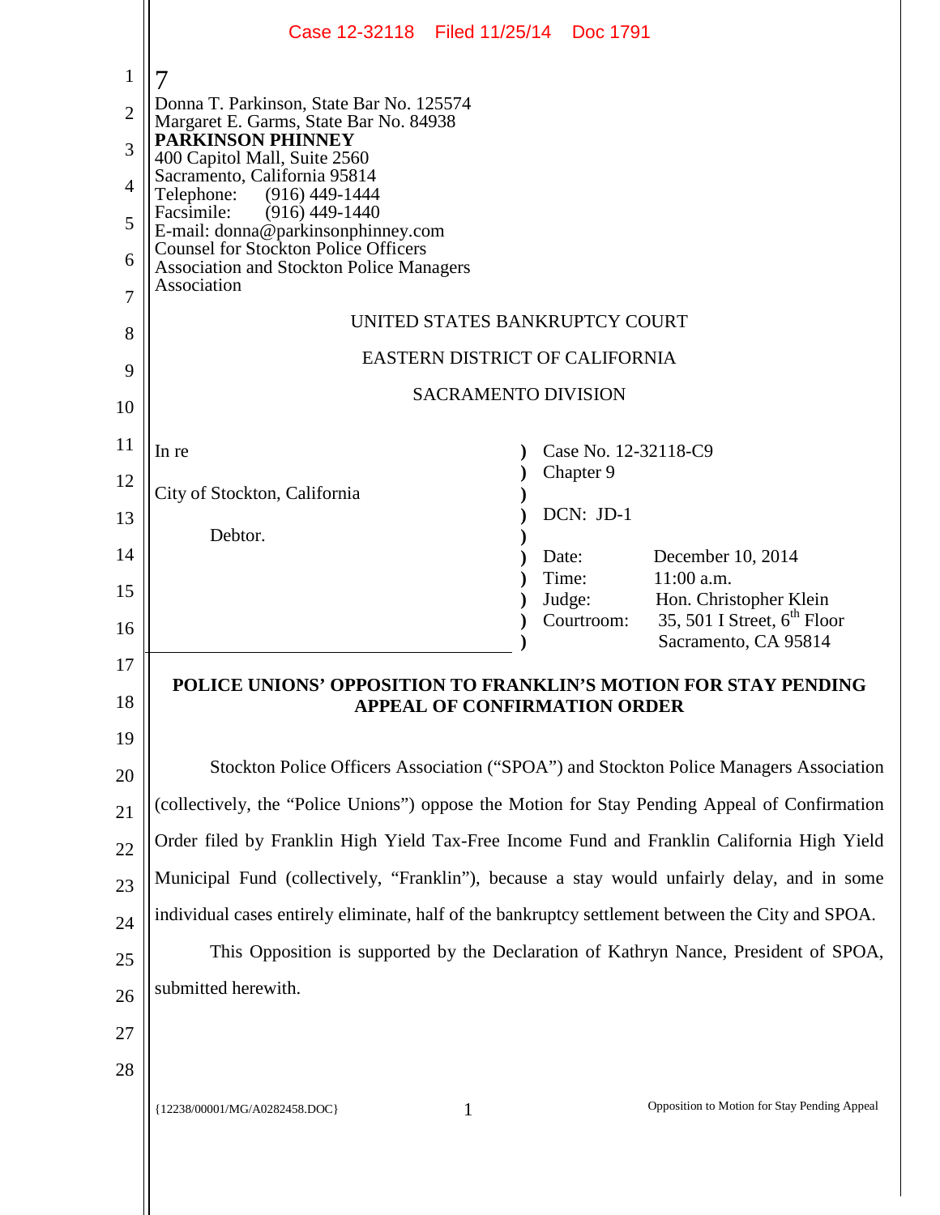Donna T. Parkinson, State Bar No. 125574
Margaret E. Garms, State Bar No. 84938
**PARKINSON PHINNEY**
400 Capitol Mall, Suite 2560
Sacramento, California 95814
Telephone: (916) 449-1444
Facsimile: (916) 449-1440
E-mail: donna@parkinsonphinney.com
Counsel for Stockton Police Officers Association and Stockton Police Managers Association

UNITED STATES BANKRUPTCY COURT

EASTERN DISTRICT OF CALIFORNIA

SACRAMENTO DIVISION

| | |
|---|---|
| In re<br><br>City of Stockton, California<br><br>Debtor. | Case No. 12-32118-C9<br>Chapter 9<br><br>DCN: JD-1<br><br>Date: December 10, 2014<br>Time: 11:00 a.m.<br>Judge: Hon. Christopher Klein<br>Courtroom: 35, 501 I Street, 6th Floor<br>Sacramento, CA 95814 |

**POLICE UNIONS' OPPOSITION TO FRANKLIN'S MOTION FOR STAY PENDING APPEAL OF CONFIRMATION ORDER**

Stockton Police Officers Association ("SPOA") and Stockton Police Managers Association (collectively, the "Police Unions") oppose the Motion for Stay Pending Appeal of Confirmation Order filed by Franklin High Yield Tax-Free Income Fund and Franklin California High Yield Municipal Fund (collectively, "Franklin"), because a stay would unfairly delay, and in some individual cases entirely eliminate, half of the bankruptcy settlement between the City and SPOA.

This Opposition is supported by the Declaration of Kathryn Nance, President of SPOA, submitted herewith.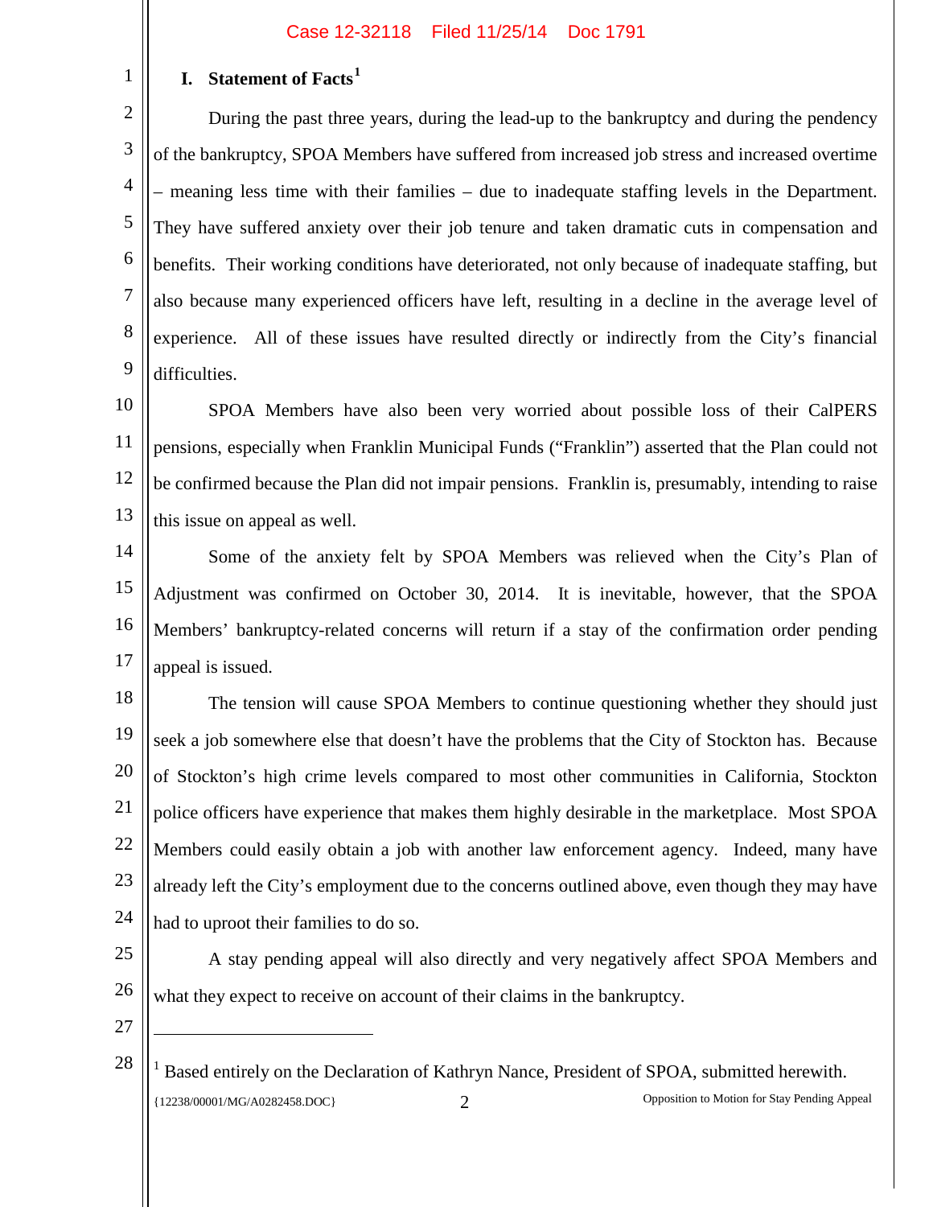## I. Statement of Facts[1]

During the past three years, during the lead-up to the bankruptcy and during the pendency of the bankruptcy, SPOA Members have suffered from increased job stress and increased overtime – meaning less time with their families – due to inadequate staffing levels in the Department. They have suffered anxiety over their job tenure and taken dramatic cuts in compensation and benefits. Their working conditions have deteriorated, not only because of inadequate staffing, but also because many experienced officers have left, resulting in a decline in the average level of experience. All of these issues have resulted directly or indirectly from the City's financial difficulties.

SPOA Members have also been very worried about possible loss of their CalPERS pensions, especially when Franklin Municipal Funds ("Franklin") asserted that the Plan could not be confirmed because the Plan did not impair pensions. Franklin is, presumably, intending to raise this issue on appeal as well.

Some of the anxiety felt by SPOA Members was relieved when the City's Plan of Adjustment was confirmed on October 30, 2014. It is inevitable, however, that the SPOA Members' bankruptcy-related concerns will return if a stay of the confirmation order pending appeal is issued.

The tension will cause SPOA Members to continue questioning whether they should just seek a job somewhere else that doesn't have the problems that the City of Stockton has. Because of Stockton's high crime levels compared to most other communities in California, Stockton police officers have experience that makes them highly desirable in the marketplace. Most SPOA Members could easily obtain a job with another law enforcement agency. Indeed, many have already left the City's employment due to the concerns outlined above, even though they may have had to uproot their families to do so.

A stay pending appeal will also directly and very negatively affect SPOA Members and what they expect to receive on account of their claims in the bankruptcy.

---

[1] Based entirely on the Declaration of Kathryn Nance, President of SPOA, submitted herewith.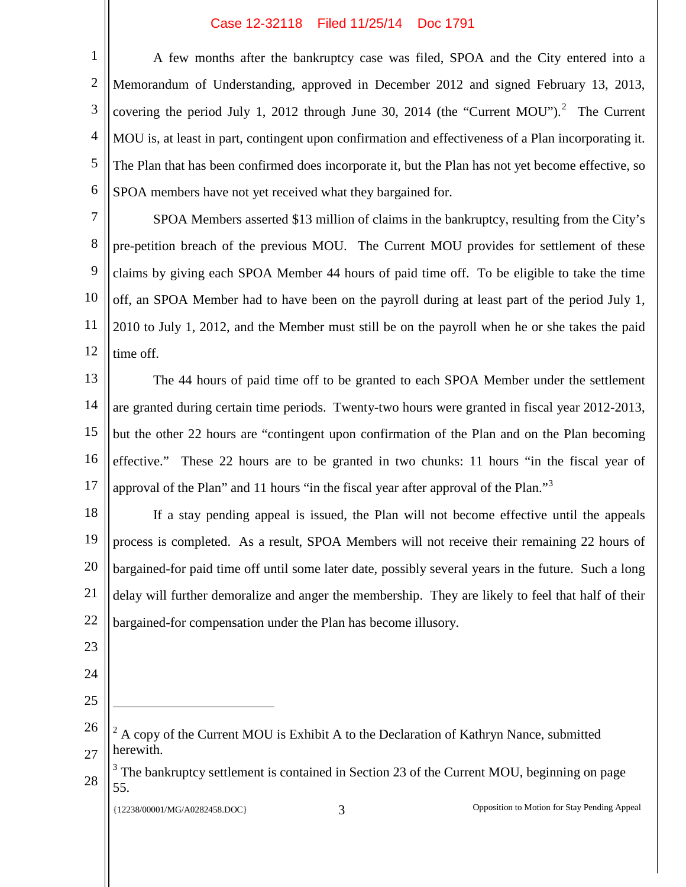A few months after the bankruptcy case was filed, SPOA and the City entered into a Memorandum of Understanding, approved in December 2012 and signed February 13, 2013, covering the period July 1, 2012 through June 30, 2014 (the "Current MOU").[2] The Current MOU is, at least in part, contingent upon confirmation and effectiveness of a Plan incorporating it. The Plan that has been confirmed does incorporate it, but the Plan has not yet become effective, so SPOA members have not yet received what they bargained for.

SPOA Members asserted $13 million of claims in the bankruptcy, resulting from the City's pre-petition breach of the previous MOU. The Current MOU provides for settlement of these claims by giving each SPOA Member 44 hours of paid time off. To be eligible to take the time off, an SPOA Member had to have been on the payroll during at least part of the period July 1, 2010 to July 1, 2012, and the Member must still be on the payroll when he or she takes the paid time off.

The 44 hours of paid time off to be granted to each SPOA Member under the settlement are granted during certain time periods. Twenty-two hours were granted in fiscal year 2012-2013, but the other 22 hours are "contingent upon confirmation of the Plan and on the Plan becoming effective." These 22 hours are to be granted in two chunks: 11 hours "in the fiscal year of approval of the Plan" and 11 hours "in the fiscal year after approval of the Plan."[3]

If a stay pending appeal is issued, the Plan will not become effective until the appeals process is completed. As a result, SPOA Members will not receive their remaining 22 hours of bargained-for paid time off until some later date, possibly several years in the future. Such a long delay will further demoralize and anger the membership. They are likely to feel that half of their bargained-for compensation under the Plan has become illusory.

---

[2] A copy of the Current MOU is Exhibit A to the Declaration of Kathryn Nance, submitted herewith.

[3] The bankruptcy settlement is contained in Section 23 of the Current MOU, beginning on page 55.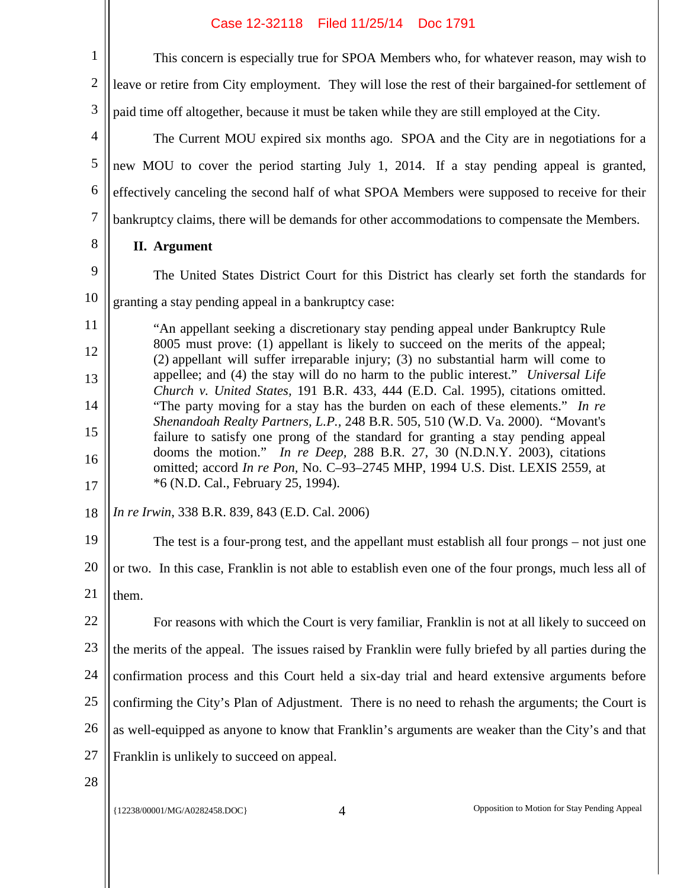This concern is especially true for SPOA Members who, for whatever reason, may wish to leave or retire from City employment. They will lose the rest of their bargained-for settlement of paid time off altogether, because it must be taken while they are still employed at the City.

The Current MOU expired six months ago. SPOA and the City are in negotiations for a new MOU to cover the period starting July 1, 2014. If a stay pending appeal is granted, effectively canceling the second half of what SPOA Members were supposed to receive for their bankruptcy claims, there will be demands for other accommodations to compensate the Members.

## II. Argument

The United States District Court for this District has clearly set forth the standards for granting a stay pending appeal in a bankruptcy case:

> "An appellant seeking a discretionary stay pending appeal under Bankruptcy Rule 8005 must prove: (1) appellant is likely to succeed on the merits of the appeal; (2) appellant will suffer irreparable injury; (3) no substantial harm will come to appellee; and (4) the stay will do no harm to the public interest." *Universal Life Church v. United States*, 191 B.R. 433, 444 (E.D. Cal. 1995), citations omitted. "The party moving for a stay has the burden on each of these elements." *In re Shenandoah Realty Partners, L.P.*, 248 B.R. 505, 510 (W.D. Va. 2000). "Movant's failure to satisfy one prong of the standard for granting a stay pending appeal dooms the motion." *In re Deep*, 288 B.R. 27, 30 (N.D.N.Y. 2003), citations omitted; accord *In re Pon*, No. C–93–2745 MHP, 1994 U.S. Dist. LEXIS 2559, at *6 (N.D. Cal., February 25, 1994).

*In re Irwin*, 338 B.R. 839, 843 (E.D. Cal. 2006)

The test is a four-prong test, and the appellant must establish all four prongs – not just one or two. In this case, Franklin is not able to establish even one of the four prongs, much less all of them.

For reasons with which the Court is very familiar, Franklin is not at all likely to succeed on the merits of the appeal. The issues raised by Franklin were fully briefed by all parties during the confirmation process and this Court held a six-day trial and heard extensive arguments before confirming the City's Plan of Adjustment. There is no need to rehash the arguments; the Court is as well-equipped as anyone to know that Franklin's arguments are weaker than the City's and that Franklin is unlikely to succeed on appeal.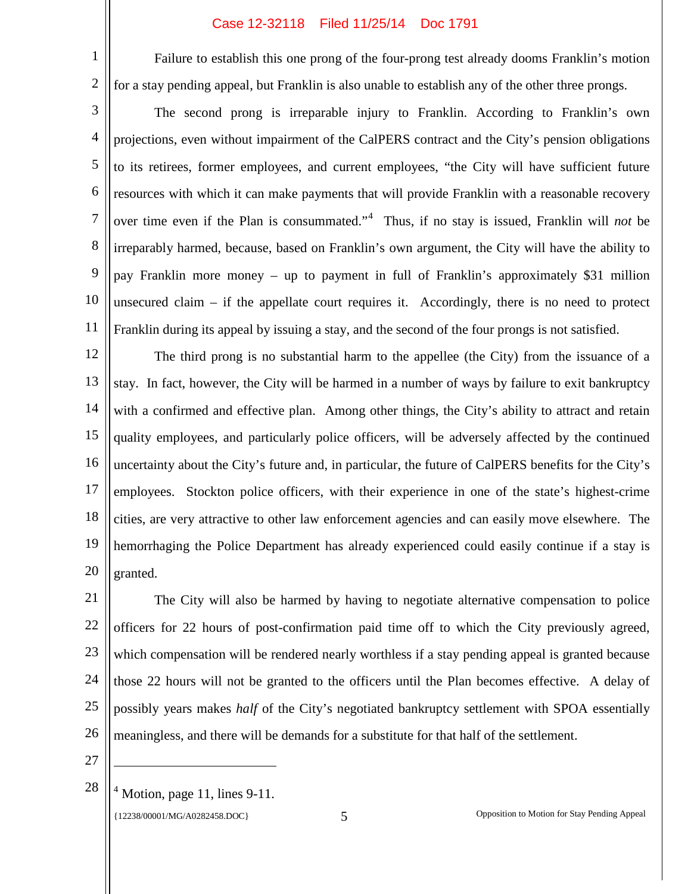Failure to establish this one prong of the four-prong test already dooms Franklin's motion for a stay pending appeal, but Franklin is also unable to establish any of the other three prongs.

The second prong is irreparable injury to Franklin. According to Franklin's own projections, even without impairment of the CalPERS contract and the City's pension obligations to its retirees, former employees, and current employees, "the City will have sufficient future resources with which it can make payments that will provide Franklin with a reasonable recovery over time even if the Plan is consummated."[4] Thus, if no stay is issued, Franklin will *not* be irreparably harmed, because, based on Franklin's own argument, the City will have the ability to pay Franklin more money – up to payment in full of Franklin's approximately $31 million unsecured claim – if the appellate court requires it. Accordingly, there is no need to protect Franklin during its appeal by issuing a stay, and the second of the four prongs is not satisfied.

The third prong is no substantial harm to the appellee (the City) from the issuance of a stay. In fact, however, the City will be harmed in a number of ways by failure to exit bankruptcy with a confirmed and effective plan. Among other things, the City's ability to attract and retain quality employees, and particularly police officers, will be adversely affected by the continued uncertainty about the City's future and, in particular, the future of CalPERS benefits for the City's employees. Stockton police officers, with their experience in one of the state's highest-crime cities, are very attractive to other law enforcement agencies and can easily move elsewhere. The hemorrhaging the Police Department has already experienced could easily continue if a stay is granted.

The City will also be harmed by having to negotiate alternative compensation to police officers for 22 hours of post-confirmation paid time off to which the City previously agreed, which compensation will be rendered nearly worthless if a stay pending appeal is granted because those 22 hours will not be granted to the officers until the Plan becomes effective. A delay of possibly years makes *half* of the City's negotiated bankruptcy settlement with SPOA essentially meaningless, and there will be demands for a substitute for that half of the settlement.

---

[4] Motion, page 11, lines 9-11.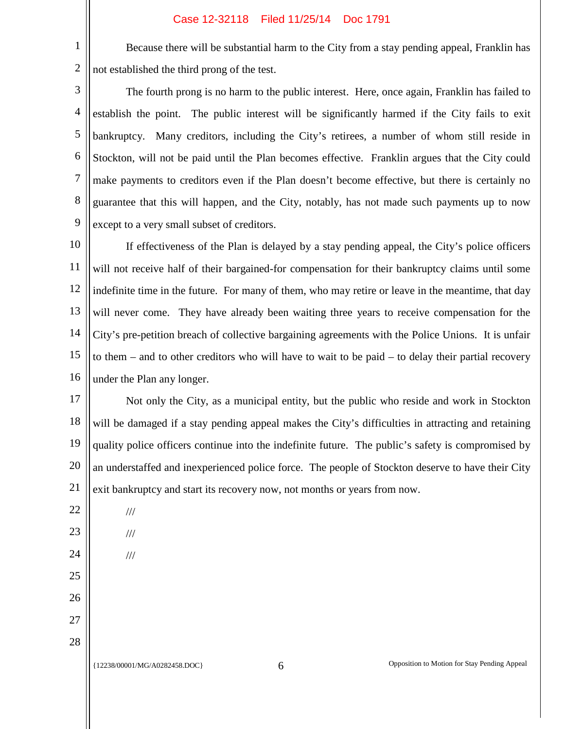Because there will be substantial harm to the City from a stay pending appeal, Franklin has not established the third prong of the test.

The fourth prong is no harm to the public interest. Here, once again, Franklin has failed to establish the point. The public interest will be significantly harmed if the City fails to exit bankruptcy. Many creditors, including the City's retirees, a number of whom still reside in Stockton, will not be paid until the Plan becomes effective. Franklin argues that the City could make payments to creditors even if the Plan doesn't become effective, but there is certainly no guarantee that this will happen, and the City, notably, has not made such payments up to now except to a very small subset of creditors.

If effectiveness of the Plan is delayed by a stay pending appeal, the City's police officers will not receive half of their bargained-for compensation for their bankruptcy claims until some indefinite time in the future. For many of them, who may retire or leave in the meantime, that day will never come. They have already been waiting three years to receive compensation for the City's pre-petition breach of collective bargaining agreements with the Police Unions. It is unfair to them – and to other creditors who will have to wait to be paid – to delay their partial recovery under the Plan any longer.

Not only the City, as a municipal entity, but the public who reside and work in Stockton will be damaged if a stay pending appeal makes the City's difficulties in attracting and retaining quality police officers continue into the indefinite future. The public's safety is compromised by an understaffed and inexperienced police force. The people of Stockton deserve to have their City exit bankruptcy and start its recovery now, not months or years from now.

///

///

///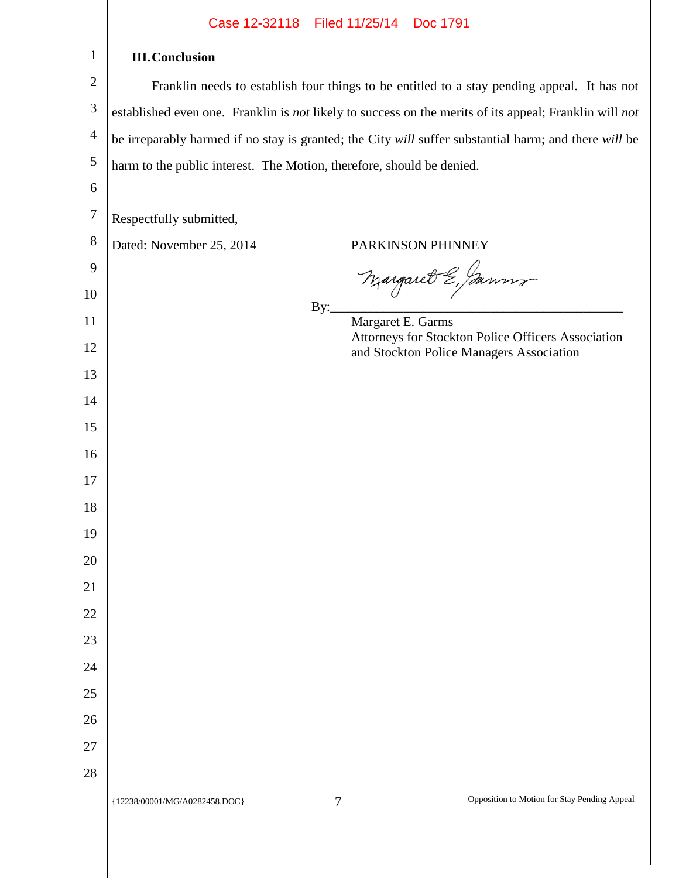## III. Conclusion

Franklin needs to establish four things to be entitled to a stay pending appeal. It has not established even one. Franklin is *not* likely to success on the merits of its appeal; Franklin will *not* be irreparably harmed if no stay is granted; the City *will* suffer substantial harm; and there *will* be harm to the public interest. The Motion, therefore, should be denied.

Respectfully submitted,

Dated: November 25, 2014

PARKINSON PHINNEY

By: Margaret E. Garms

Margaret E. Garms
Attorneys for Stockton Police Officers Association and Stockton Police Managers Association